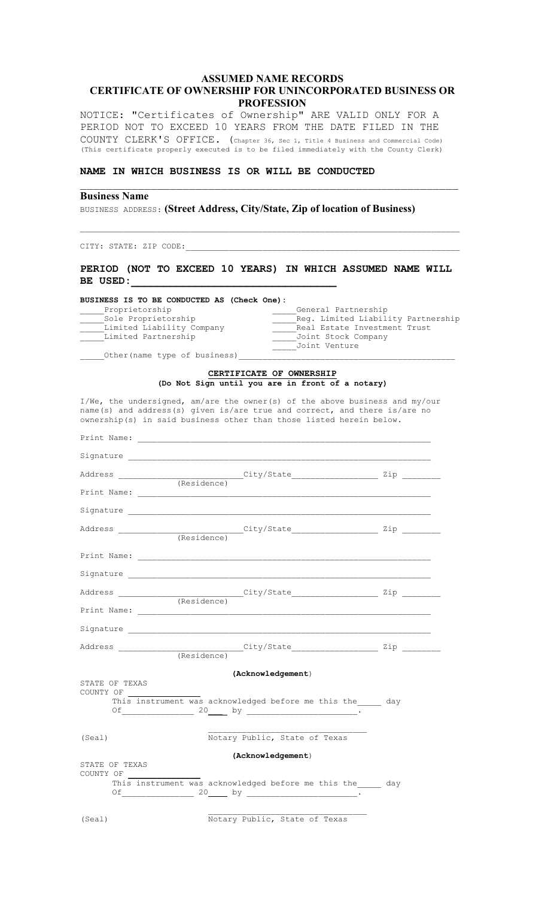# ASSUMED NAME RECORDS
## CERTIFICATE OF OWNERSHIP FOR UNINCORPORATED BUSINESS OR PROFESSION

NOTICE: "Certificates of Ownership" ARE VALID ONLY FOR A PERIOD NOT TO EXCEED 10 YEARS FROM THE DATE FILED IN THE COUNTY CLERK'S OFFICE. (Chapter 36, Sec 1, Title 4 Business and Commercial Code)
(This certificate properly executed is to be filed immediately with the County Clerk)

**NAME IN WHICH BUSINESS IS OR WILL BE CONDUCTED**

______________________________________________________________________

**Business Name**

BUSINESS ADDRESS: **(Street Address, City/State, Zip of location of Business)**

______________________________________________________________________

CITY: STATE: ZIP CODE:______________________________________________________

**PERIOD (NOT TO EXCEED 10 YEARS) IN WHICH ASSUMED NAME WILL BE USED:**________________________________

**BUSINESS IS TO BE CONDUCTED AS (Check One):**

_____Proprietorship
_____Sole Proprietorship
_____Limited Liability Company
_____Limited Partnership
_____General Partnership
_____Reg. Limited Liability Partnership
_____Real Estate Investment Trust
_____Joint Stock Company
_____Joint Venture
_____Other(name type of business)________________________________________

**CERTIFICATE OF OWNERSHIP**
**(Do Not Sign until you are in front of a notary)**

I/We, the undersigned, am/are the owner(s) of the above business and my/our name(s) and address(s) given is/are true and correct, and there is/are no ownership(s) in said business other than those listed herein below.

Print Name: ____________________________________________________________

Signature ______________________________________________________________

Address ________________________City/State_________________ Zip ________
(Residence)

Print Name: ____________________________________________________________

Signature ______________________________________________________________

Address ________________________City/State_________________ Zip ________
(Residence)

Print Name: ____________________________________________________________

Signature ______________________________________________________________

Address ________________________City/State_________________ Zip ________
(Residence)

Print Name: ____________________________________________________________

Signature ______________________________________________________________

Address ________________________City/State_________________ Zip ________
(Residence)

**(Acknowledgement)**

STATE OF TEXAS
COUNTY OF _______________

This instrument was acknowledged before me this the_____ day Of_______________ 20____ by _______________________.

(Seal) _________________________________
Notary Public, State of Texas

**(Acknowledgement)**

STATE OF TEXAS
COUNTY OF _______________

This instrument was acknowledged before me this the_____ day Of_______________ 20____ by _______________________.

(Seal) _________________________________
Notary Public, State of Texas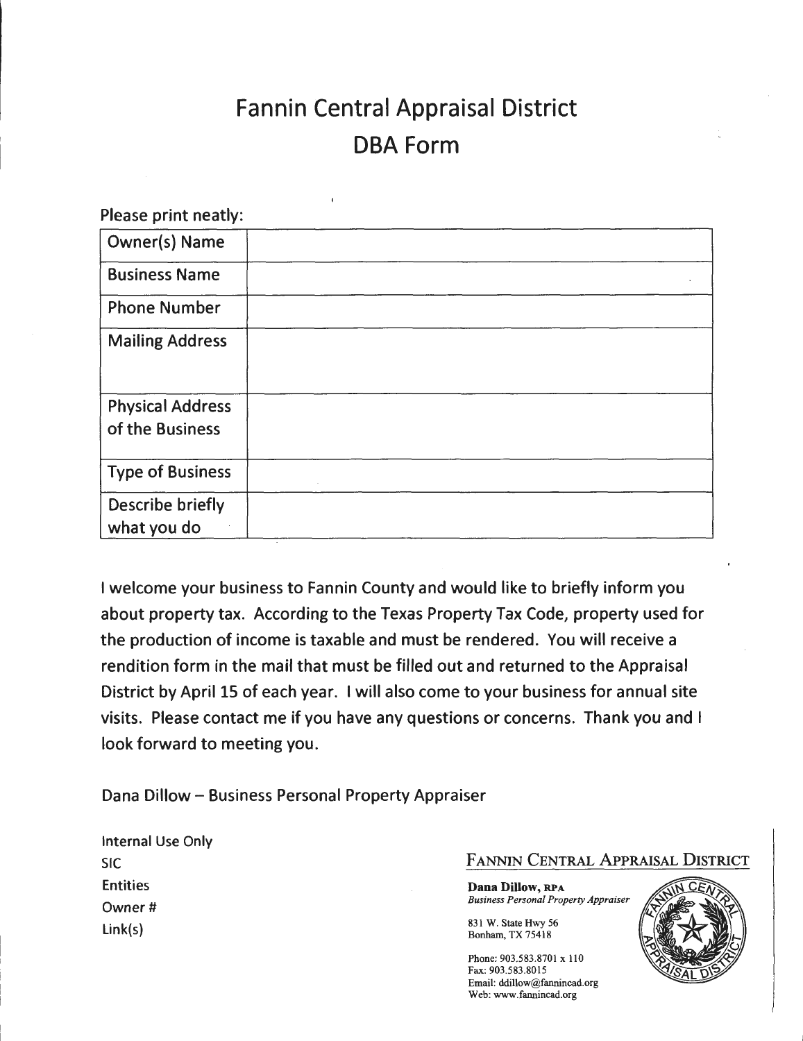# Fannin Central Appraisal District

## DBA Form

Please print neatly:

| | |
|---|---|
| Owner(s) Name | |
| Business Name | |
| Phone Number | |
| Mailing Address | |
| Physical Address of the Business | |
| Type of Business | |
| Describe briefly what you do | |

I welcome your business to Fannin County and would like to briefly inform you about property tax. According to the Texas Property Tax Code, property used for the production of income is taxable and must be rendered. You will receive a rendition form in the mail that must be filled out and returned to the Appraisal District by April 15 of each year. I will also come to your business for annual site visits. Please contact me if you have any questions or concerns. Thank you and I look forward to meeting you.

Dana Dillow – Business Personal Property Appraiser

Internal Use Only
SIC
Entities
Owner #
Link(s)

FANNIN CENTRAL APPRAISAL DISTRICT

**Dana Dillow, RPA**
*Business Personal Property Appraiser*

831 W. State Hwy 56
Bonham, TX 75418

Phone: 903.583.8701 x 110
Fax: 903.583.8015
Email: ddillow@fannincad.org
Web: www.fannincad.org